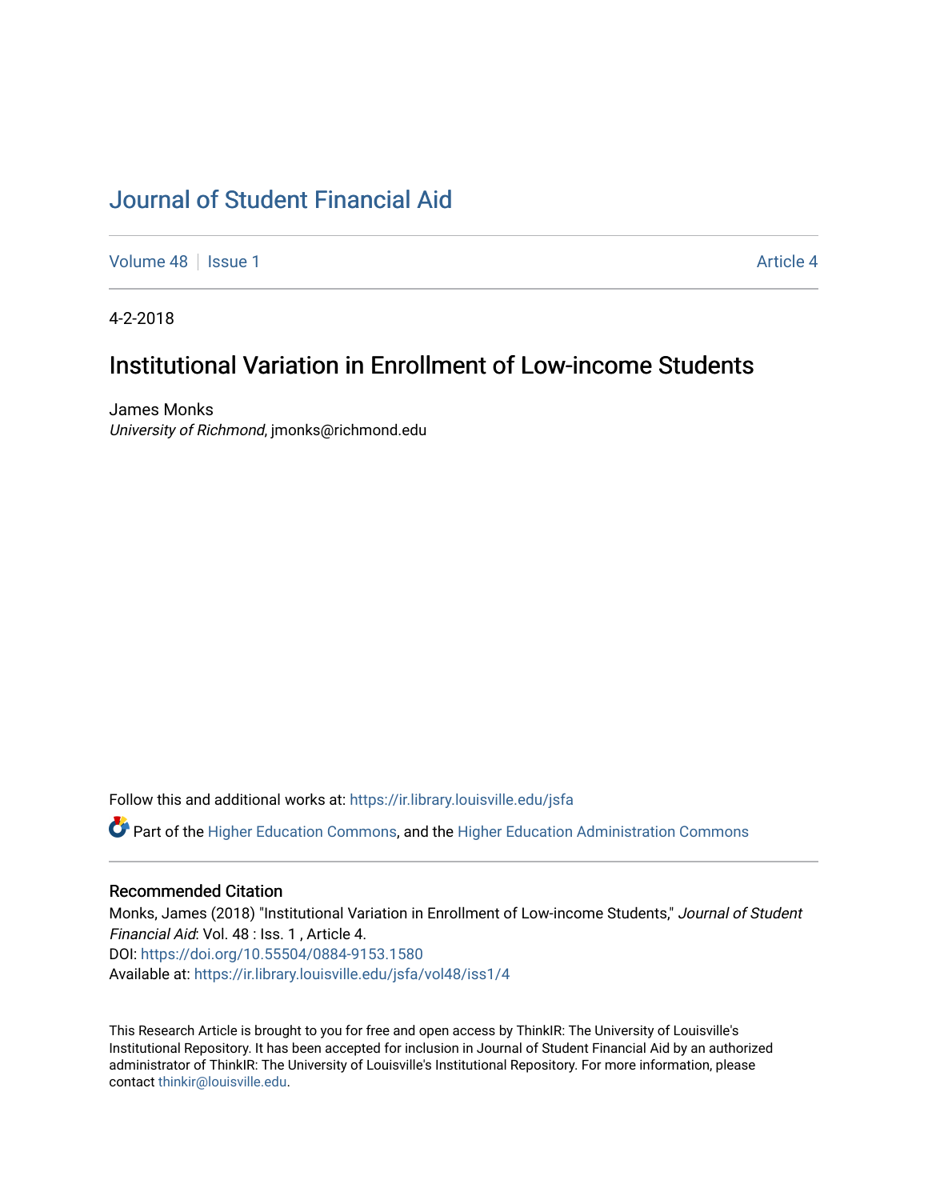# Journal of Student Financial Aid

Volume 48 | Issue 1 | Article 4

4-2-2018

## Institutional Variation in Enrollment of Low-income Students

James Monks
*University of Richmond*, jmonks@richmond.edu

Follow this and additional works at: https://ir.library.louisville.edu/jsfa

Part of the Higher Education Commons, and the Higher Education Administration Commons

### Recommended Citation

Monks, James (2018) "Institutional Variation in Enrollment of Low-income Students," *Journal of Student Financial Aid*: Vol. 48 : Iss. 1 , Article 4.
DOI: https://doi.org/10.55504/0884-9153.1580
Available at: https://ir.library.louisville.edu/jsfa/vol48/iss1/4

This Research Article is brought to you for free and open access by ThinkIR: The University of Louisville's Institutional Repository. It has been accepted for inclusion in Journal of Student Financial Aid by an authorized administrator of ThinkIR: The University of Louisville's Institutional Repository. For more information, please contact thinkir@louisville.edu.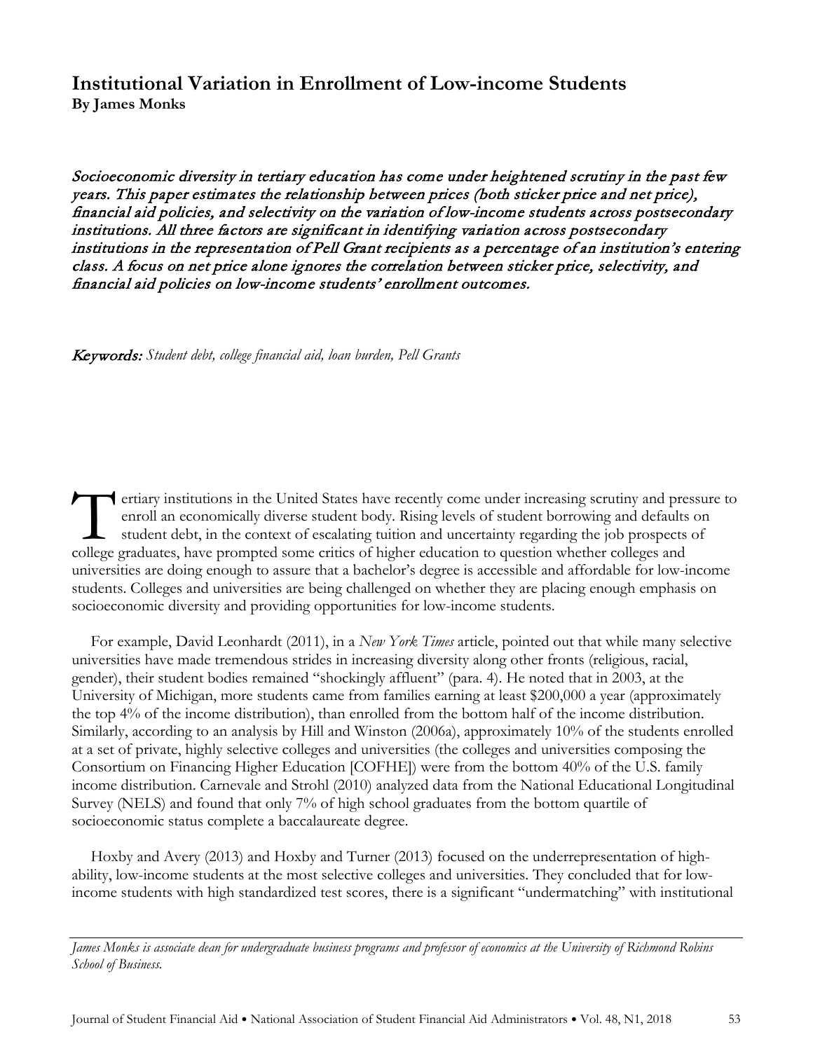# Institutional Variation in Enrollment of Low-income Students

**By James Monks**

*Socioeconomic diversity in tertiary education has come under heightened scrutiny in the past few years. This paper estimates the relationship between prices (both sticker price and net price), financial aid policies, and selectivity on the variation of low-income students across postsecondary institutions. All three factors are significant in identifying variation across postsecondary institutions in the representation of Pell Grant recipients as a percentage of an institution's entering class. A focus on net price alone ignores the correlation between sticker price, selectivity, and financial aid policies on low-income students' enrollment outcomes.*

*Keywords: Student debt, college financial aid, loan burden, Pell Grants*

Tertiary institutions in the United States have recently come under increasing scrutiny and pressure to enroll an economically diverse student body. Rising levels of student borrowing and defaults on student debt, in the context of escalating tuition and uncertainty regarding the job prospects of college graduates, have prompted some critics of higher education to question whether colleges and universities are doing enough to assure that a bachelor's degree is accessible and affordable for low-income students. Colleges and universities are being challenged on whether they are placing enough emphasis on socioeconomic diversity and providing opportunities for low-income students.

For example, David Leonhardt (2011), in a *New York Times* article, pointed out that while many selective universities have made tremendous strides in increasing diversity along other fronts (religious, racial, gender), their student bodies remained "shockingly affluent" (para. 4). He noted that in 2003, at the University of Michigan, more students came from families earning at least $200,000 a year (approximately the top 4% of the income distribution), than enrolled from the bottom half of the income distribution. Similarly, according to an analysis by Hill and Winston (2006a), approximately 10% of the students enrolled at a set of private, highly selective colleges and universities (the colleges and universities composing the Consortium on Financing Higher Education [COFHE]) were from the bottom 40% of the U.S. family income distribution. Carnevale and Strohl (2010) analyzed data from the National Educational Longitudinal Survey (NELS) and found that only 7% of high school graduates from the bottom quartile of socioeconomic status complete a baccalaureate degree.

Hoxby and Avery (2013) and Hoxby and Turner (2013) focused on the underrepresentation of high-ability, low-income students at the most selective colleges and universities. They concluded that for low-income students with high standardized test scores, there is a significant "undermatching" with institutional

*James Monks is associate dean for undergraduate business programs and professor of economics at the University of Richmond Robins School of Business.*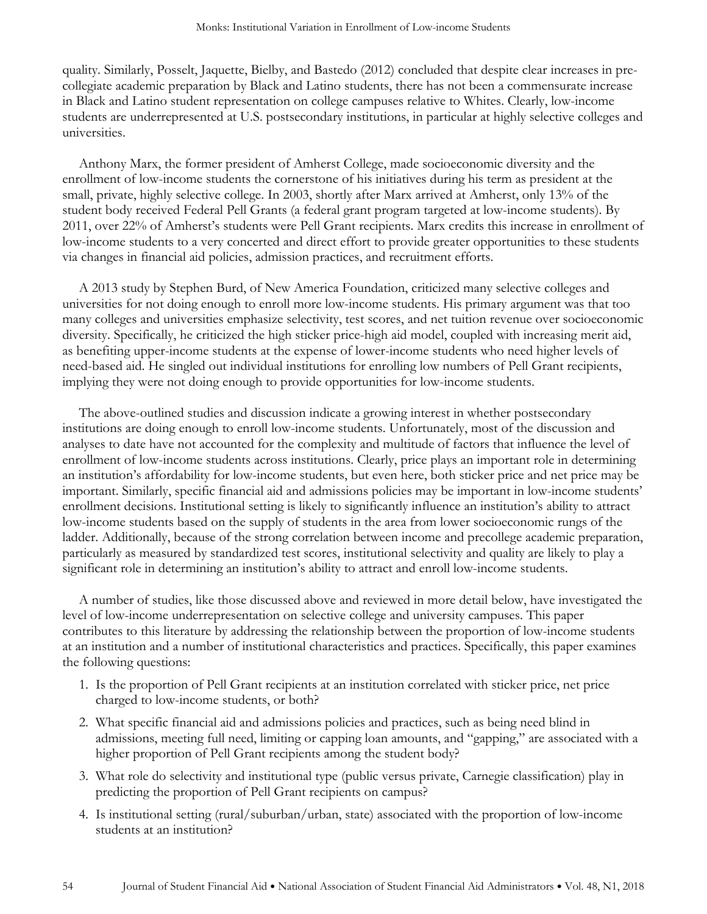quality. Similarly, Posselt, Jaquette, Bielby, and Bastedo (2012) concluded that despite clear increases in pre-collegiate academic preparation by Black and Latino students, there has not been a commensurate increase in Black and Latino student representation on college campuses relative to Whites. Clearly, low-income students are underrepresented at U.S. postsecondary institutions, in particular at highly selective colleges and universities.

Anthony Marx, the former president of Amherst College, made socioeconomic diversity and the enrollment of low-income students the cornerstone of his initiatives during his term as president at the small, private, highly selective college. In 2003, shortly after Marx arrived at Amherst, only 13% of the student body received Federal Pell Grants (a federal grant program targeted at low-income students). By 2011, over 22% of Amherst's students were Pell Grant recipients. Marx credits this increase in enrollment of low-income students to a very concerted and direct effort to provide greater opportunities to these students via changes in financial aid policies, admission practices, and recruitment efforts.

A 2013 study by Stephen Burd, of New America Foundation, criticized many selective colleges and universities for not doing enough to enroll more low-income students. His primary argument was that too many colleges and universities emphasize selectivity, test scores, and net tuition revenue over socioeconomic diversity. Specifically, he criticized the high sticker price-high aid model, coupled with increasing merit aid, as benefiting upper-income students at the expense of lower-income students who need higher levels of need-based aid. He singled out individual institutions for enrolling low numbers of Pell Grant recipients, implying they were not doing enough to provide opportunities for low-income students.

The above-outlined studies and discussion indicate a growing interest in whether postsecondary institutions are doing enough to enroll low-income students. Unfortunately, most of the discussion and analyses to date have not accounted for the complexity and multitude of factors that influence the level of enrollment of low-income students across institutions. Clearly, price plays an important role in determining an institution's affordability for low-income students, but even here, both sticker price and net price may be important. Similarly, specific financial aid and admissions policies may be important in low-income students' enrollment decisions. Institutional setting is likely to significantly influence an institution's ability to attract low-income students based on the supply of students in the area from lower socioeconomic rungs of the ladder. Additionally, because of the strong correlation between income and precollege academic preparation, particularly as measured by standardized test scores, institutional selectivity and quality are likely to play a significant role in determining an institution's ability to attract and enroll low-income students.

A number of studies, like those discussed above and reviewed in more detail below, have investigated the level of low-income underrepresentation on selective college and university campuses. This paper contributes to this literature by addressing the relationship between the proportion of low-income students at an institution and a number of institutional characteristics and practices. Specifically, this paper examines the following questions:

1. Is the proportion of Pell Grant recipients at an institution correlated with sticker price, net price charged to low-income students, or both?
2. What specific financial aid and admissions policies and practices, such as being need blind in admissions, meeting full need, limiting or capping loan amounts, and "gapping," are associated with a higher proportion of Pell Grant recipients among the student body?
3. What role do selectivity and institutional type (public versus private, Carnegie classification) play in predicting the proportion of Pell Grant recipients on campus?
4. Is institutional setting (rural/suburban/urban, state) associated with the proportion of low-income students at an institution?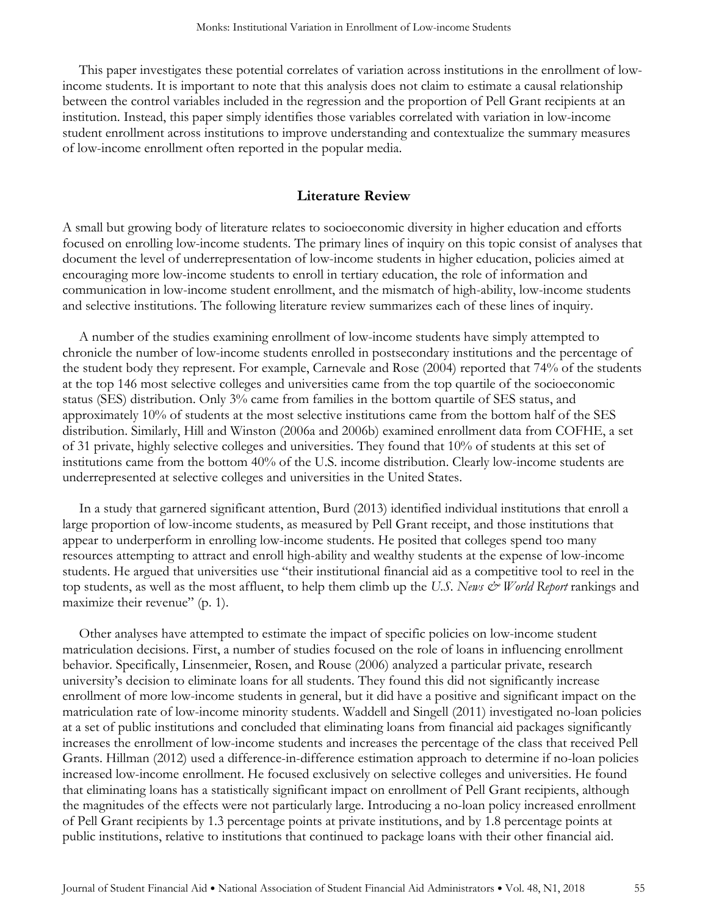This paper investigates these potential correlates of variation across institutions in the enrollment of low-income students. It is important to note that this analysis does not claim to estimate a causal relationship between the control variables included in the regression and the proportion of Pell Grant recipients at an institution. Instead, this paper simply identifies those variables correlated with variation in low-income student enrollment across institutions to improve understanding and contextualize the summary measures of low-income enrollment often reported in the popular media.

## Literature Review

A small but growing body of literature relates to socioeconomic diversity in higher education and efforts focused on enrolling low-income students. The primary lines of inquiry on this topic consist of analyses that document the level of underrepresentation of low-income students in higher education, policies aimed at encouraging more low-income students to enroll in tertiary education, the role of information and communication in low-income student enrollment, and the mismatch of high-ability, low-income students and selective institutions. The following literature review summarizes each of these lines of inquiry.

A number of the studies examining enrollment of low-income students have simply attempted to chronicle the number of low-income students enrolled in postsecondary institutions and the percentage of the student body they represent. For example, Carnevale and Rose (2004) reported that 74% of the students at the top 146 most selective colleges and universities came from the top quartile of the socioeconomic status (SES) distribution. Only 3% came from families in the bottom quartile of SES status, and approximately 10% of students at the most selective institutions came from the bottom half of the SES distribution. Similarly, Hill and Winston (2006a and 2006b) examined enrollment data from COFHE, a set of 31 private, highly selective colleges and universities. They found that 10% of students at this set of institutions came from the bottom 40% of the U.S. income distribution. Clearly low-income students are underrepresented at selective colleges and universities in the United States.

In a study that garnered significant attention, Burd (2013) identified individual institutions that enroll a large proportion of low-income students, as measured by Pell Grant receipt, and those institutions that appear to underperform in enrolling low-income students. He posited that colleges spend too many resources attempting to attract and enroll high-ability and wealthy students at the expense of low-income students. He argued that universities use "their institutional financial aid as a competitive tool to reel in the top students, as well as the most affluent, to help them climb up the *U.S. News & World Report* rankings and maximize their revenue" (p. 1).

Other analyses have attempted to estimate the impact of specific policies on low-income student matriculation decisions. First, a number of studies focused on the role of loans in influencing enrollment behavior. Specifically, Linsenmeier, Rosen, and Rouse (2006) analyzed a particular private, research university's decision to eliminate loans for all students. They found this did not significantly increase enrollment of more low-income students in general, but it did have a positive and significant impact on the matriculation rate of low-income minority students. Waddell and Singell (2011) investigated no-loan policies at a set of public institutions and concluded that eliminating loans from financial aid packages significantly increases the enrollment of low-income students and increases the percentage of the class that received Pell Grants. Hillman (2012) used a difference-in-difference estimation approach to determine if no-loan policies increased low-income enrollment. He focused exclusively on selective colleges and universities. He found that eliminating loans has a statistically significant impact on enrollment of Pell Grant recipients, although the magnitudes of the effects were not particularly large. Introducing a no-loan policy increased enrollment of Pell Grant recipients by 1.3 percentage points at private institutions, and by 1.8 percentage points at public institutions, relative to institutions that continued to package loans with their other financial aid.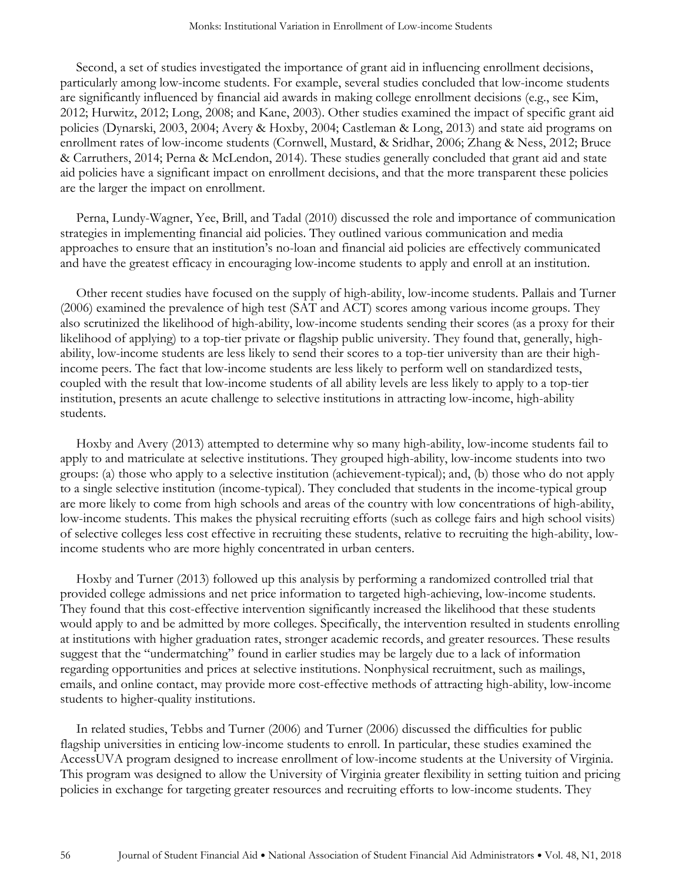Second, a set of studies investigated the importance of grant aid in influencing enrollment decisions, particularly among low-income students. For example, several studies concluded that low-income students are significantly influenced by financial aid awards in making college enrollment decisions (e.g., see Kim, 2012; Hurwitz, 2012; Long, 2008; and Kane, 2003). Other studies examined the impact of specific grant aid policies (Dynarski, 2003, 2004; Avery & Hoxby, 2004; Castleman & Long, 2013) and state aid programs on enrollment rates of low-income students (Cornwell, Mustard, & Sridhar, 2006; Zhang & Ness, 2012; Bruce & Carruthers, 2014; Perna & McLendon, 2014). These studies generally concluded that grant aid and state aid policies have a significant impact on enrollment decisions, and that the more transparent these policies are the larger the impact on enrollment.

Perna, Lundy-Wagner, Yee, Brill, and Tadal (2010) discussed the role and importance of communication strategies in implementing financial aid policies. They outlined various communication and media approaches to ensure that an institution's no-loan and financial aid policies are effectively communicated and have the greatest efficacy in encouraging low-income students to apply and enroll at an institution.

Other recent studies have focused on the supply of high-ability, low-income students. Pallais and Turner (2006) examined the prevalence of high test (SAT and ACT) scores among various income groups. They also scrutinized the likelihood of high-ability, low-income students sending their scores (as a proxy for their likelihood of applying) to a top-tier private or flagship public university. They found that, generally, high-ability, low-income students are less likely to send their scores to a top-tier university than are their high-income peers. The fact that low-income students are less likely to perform well on standardized tests, coupled with the result that low-income students of all ability levels are less likely to apply to a top-tier institution, presents an acute challenge to selective institutions in attracting low-income, high-ability students.

Hoxby and Avery (2013) attempted to determine why so many high-ability, low-income students fail to apply to and matriculate at selective institutions. They grouped high-ability, low-income students into two groups: (a) those who apply to a selective institution (achievement-typical); and, (b) those who do not apply to a single selective institution (income-typical). They concluded that students in the income-typical group are more likely to come from high schools and areas of the country with low concentrations of high-ability, low-income students. This makes the physical recruiting efforts (such as college fairs and high school visits) of selective colleges less cost effective in recruiting these students, relative to recruiting the high-ability, low-income students who are more highly concentrated in urban centers.

Hoxby and Turner (2013) followed up this analysis by performing a randomized controlled trial that provided college admissions and net price information to targeted high-achieving, low-income students. They found that this cost-effective intervention significantly increased the likelihood that these students would apply to and be admitted by more colleges. Specifically, the intervention resulted in students enrolling at institutions with higher graduation rates, stronger academic records, and greater resources. These results suggest that the "undermatching" found in earlier studies may be largely due to a lack of information regarding opportunities and prices at selective institutions. Nonphysical recruitment, such as mailings, emails, and online contact, may provide more cost-effective methods of attracting high-ability, low-income students to higher-quality institutions.

In related studies, Tebbs and Turner (2006) and Turner (2006) discussed the difficulties for public flagship universities in enticing low-income students to enroll. In particular, these studies examined the AccessUVA program designed to increase enrollment of low-income students at the University of Virginia. This program was designed to allow the University of Virginia greater flexibility in setting tuition and pricing policies in exchange for targeting greater resources and recruiting efforts to low-income students. They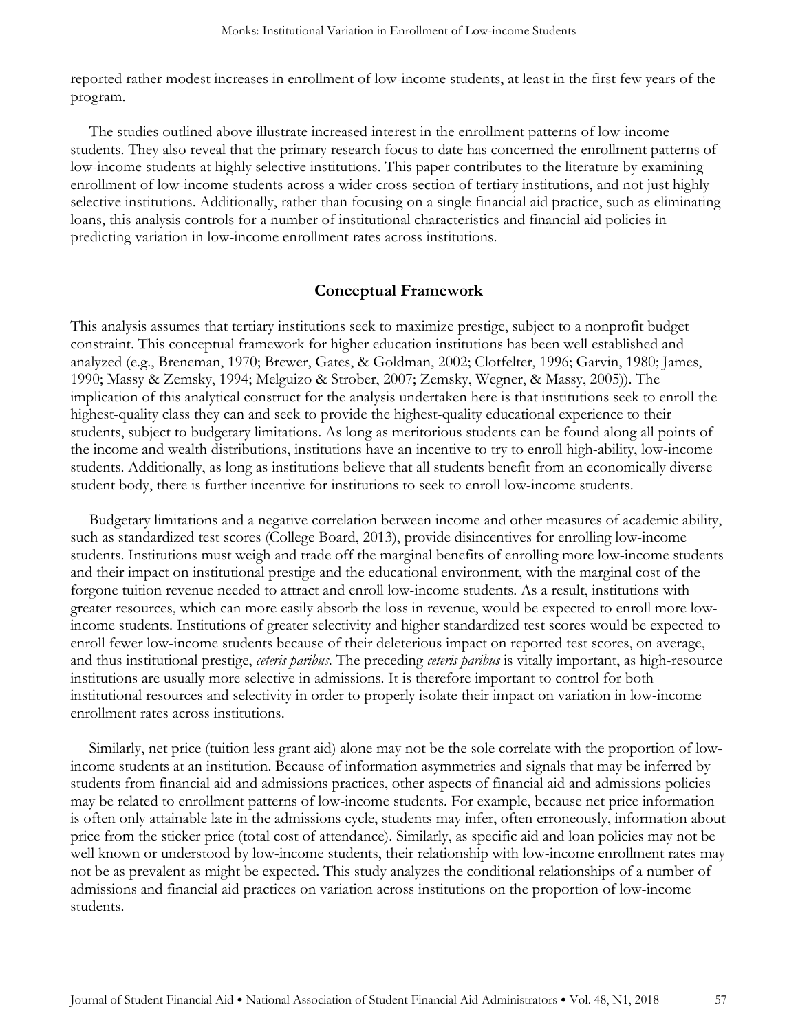reported rather modest increases in enrollment of low-income students, at least in the first few years of the program.

The studies outlined above illustrate increased interest in the enrollment patterns of low-income students. They also reveal that the primary research focus to date has concerned the enrollment patterns of low-income students at highly selective institutions. This paper contributes to the literature by examining enrollment of low-income students across a wider cross-section of tertiary institutions, and not just highly selective institutions. Additionally, rather than focusing on a single financial aid practice, such as eliminating loans, this analysis controls for a number of institutional characteristics and financial aid policies in predicting variation in low-income enrollment rates across institutions.

## Conceptual Framework

This analysis assumes that tertiary institutions seek to maximize prestige, subject to a nonprofit budget constraint. This conceptual framework for higher education institutions has been well established and analyzed (e.g., Breneman, 1970; Brewer, Gates, & Goldman, 2002; Clotfelter, 1996; Garvin, 1980; James, 1990; Massy & Zemsky, 1994; Melguizo & Strober, 2007; Zemsky, Wegner, & Massy, 2005)). The implication of this analytical construct for the analysis undertaken here is that institutions seek to enroll the highest-quality class they can and seek to provide the highest-quality educational experience to their students, subject to budgetary limitations. As long as meritorious students can be found along all points of the income and wealth distributions, institutions have an incentive to try to enroll high-ability, low-income students. Additionally, as long as institutions believe that all students benefit from an economically diverse student body, there is further incentive for institutions to seek to enroll low-income students.

Budgetary limitations and a negative correlation between income and other measures of academic ability, such as standardized test scores (College Board, 2013), provide disincentives for enrolling low-income students. Institutions must weigh and trade off the marginal benefits of enrolling more low-income students and their impact on institutional prestige and the educational environment, with the marginal cost of the forgone tuition revenue needed to attract and enroll low-income students. As a result, institutions with greater resources, which can more easily absorb the loss in revenue, would be expected to enroll more low-income students. Institutions of greater selectivity and higher standardized test scores would be expected to enroll fewer low-income students because of their deleterious impact on reported test scores, on average, and thus institutional prestige, *ceteris paribus*. The preceding *ceteris paribus* is vitally important, as high-resource institutions are usually more selective in admissions. It is therefore important to control for both institutional resources and selectivity in order to properly isolate their impact on variation in low-income enrollment rates across institutions.

Similarly, net price (tuition less grant aid) alone may not be the sole correlate with the proportion of low-income students at an institution. Because of information asymmetries and signals that may be inferred by students from financial aid and admissions practices, other aspects of financial aid and admissions policies may be related to enrollment patterns of low-income students. For example, because net price information is often only attainable late in the admissions cycle, students may infer, often erroneously, information about price from the sticker price (total cost of attendance). Similarly, as specific aid and loan policies may not be well known or understood by low-income students, their relationship with low-income enrollment rates may not be as prevalent as might be expected. This study analyzes the conditional relationships of a number of admissions and financial aid practices on variation across institutions on the proportion of low-income students.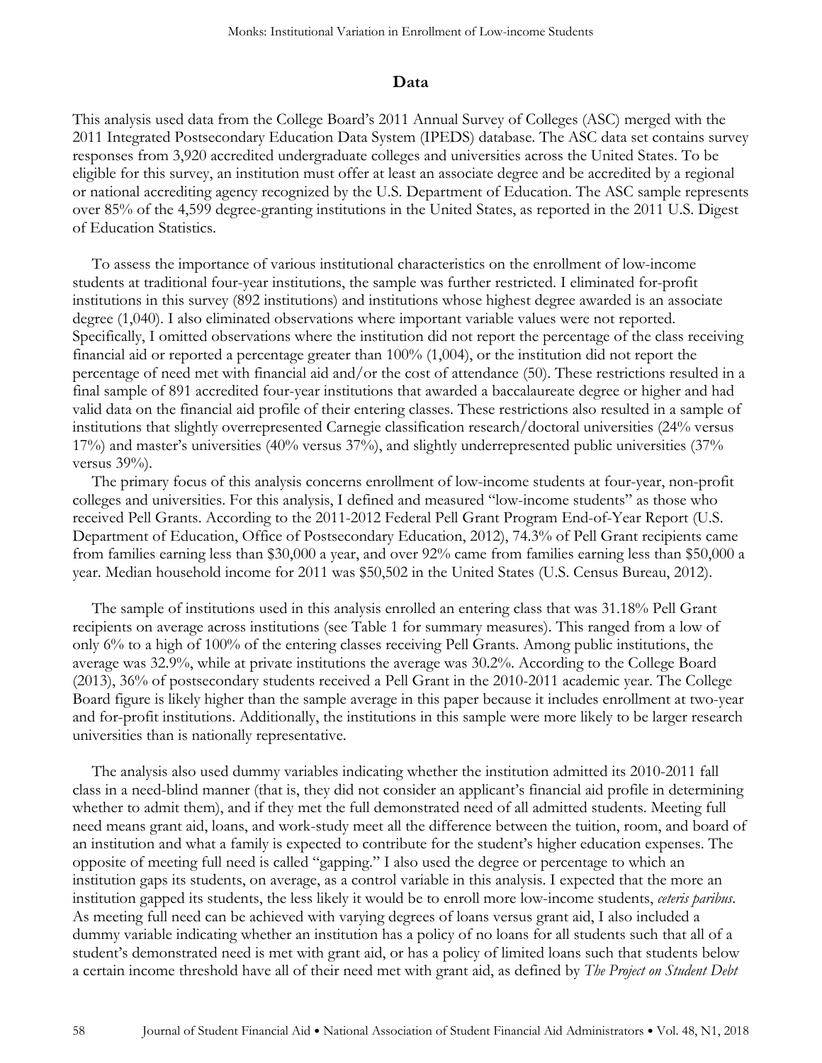## Data

This analysis used data from the College Board's 2011 Annual Survey of Colleges (ASC) merged with the 2011 Integrated Postsecondary Education Data System (IPEDS) database. The ASC data set contains survey responses from 3,920 accredited undergraduate colleges and universities across the United States. To be eligible for this survey, an institution must offer at least an associate degree and be accredited by a regional or national accrediting agency recognized by the U.S. Department of Education. The ASC sample represents over 85% of the 4,599 degree-granting institutions in the United States, as reported in the 2011 U.S. Digest of Education Statistics.

To assess the importance of various institutional characteristics on the enrollment of low-income students at traditional four-year institutions, the sample was further restricted. I eliminated for-profit institutions in this survey (892 institutions) and institutions whose highest degree awarded is an associate degree (1,040). I also eliminated observations where important variable values were not reported. Specifically, I omitted observations where the institution did not report the percentage of the class receiving financial aid or reported a percentage greater than 100% (1,004), or the institution did not report the percentage of need met with financial aid and/or the cost of attendance (50). These restrictions resulted in a final sample of 891 accredited four-year institutions that awarded a baccalaureate degree or higher and had valid data on the financial aid profile of their entering classes. These restrictions also resulted in a sample of institutions that slightly overrepresented Carnegie classification research/doctoral universities (24% versus 17%) and master's universities (40% versus 37%), and slightly underrepresented public universities (37% versus 39%).

The primary focus of this analysis concerns enrollment of low-income students at four-year, non-profit colleges and universities. For this analysis, I defined and measured "low-income students" as those who received Pell Grants. According to the 2011-2012 Federal Pell Grant Program End-of-Year Report (U.S. Department of Education, Office of Postsecondary Education, 2012), 74.3% of Pell Grant recipients came from families earning less than $30,000 a year, and over 92% came from families earning less than $50,000 a year. Median household income for 2011 was $50,502 in the United States (U.S. Census Bureau, 2012).

The sample of institutions used in this analysis enrolled an entering class that was 31.18% Pell Grant recipients on average across institutions (see Table 1 for summary measures). This ranged from a low of only 6% to a high of 100% of the entering classes receiving Pell Grants. Among public institutions, the average was 32.9%, while at private institutions the average was 30.2%. According to the College Board (2013), 36% of postsecondary students received a Pell Grant in the 2010-2011 academic year. The College Board figure is likely higher than the sample average in this paper because it includes enrollment at two-year and for-profit institutions. Additionally, the institutions in this sample were more likely to be larger research universities than is nationally representative.

The analysis also used dummy variables indicating whether the institution admitted its 2010-2011 fall class in a need-blind manner (that is, they did not consider an applicant's financial aid profile in determining whether to admit them), and if they met the full demonstrated need of all admitted students. Meeting full need means grant aid, loans, and work-study meet all the difference between the tuition, room, and board of an institution and what a family is expected to contribute for the student's higher education expenses. The opposite of meeting full need is called "gapping." I also used the degree or percentage to which an institution gaps its students, on average, as a control variable in this analysis. I expected that the more an institution gapped its students, the less likely it would be to enroll more low-income students, *ceteris paribus*. As meeting full need can be achieved with varying degrees of loans versus grant aid, I also included a dummy variable indicating whether an institution has a policy of no loans for all students such that all of a student's demonstrated need is met with grant aid, or has a policy of limited loans such that students below a certain income threshold have all of their need met with grant aid, as defined by *The Project on Student Debt*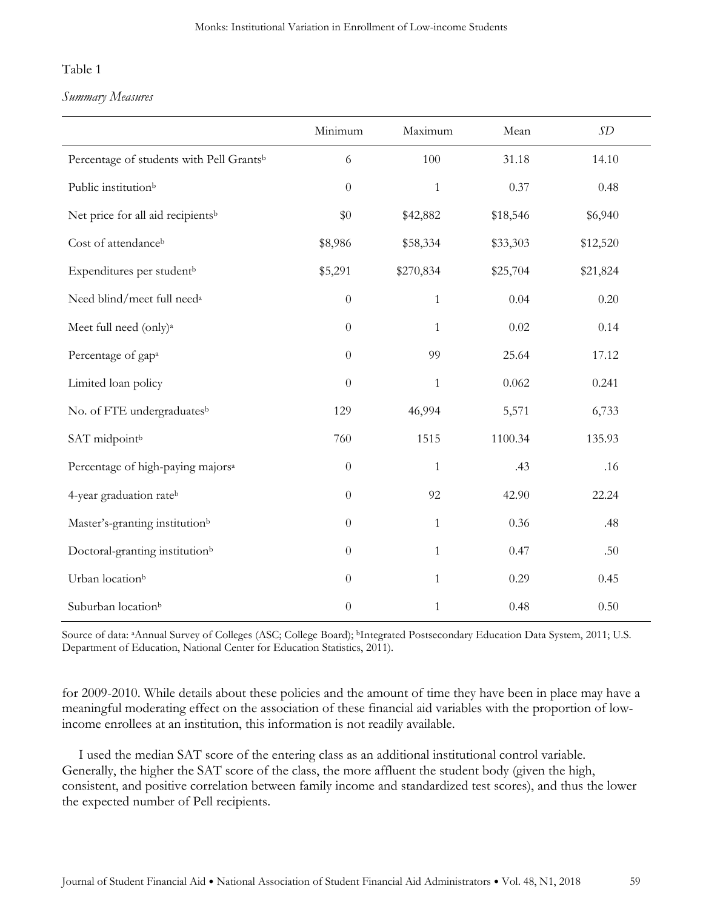Table 1

*Summary Measures*

| | Minimum | Maximum | Mean | *SD* |
|---|---|---|---|---|
| Percentage of students with Pell Grants[b] | 6 | 100 | 31.18 | 14.10 |
| Public institution[b] | 0 | 1 | 0.37 | 0.48 |
| Net price for all aid recipients[b] | $0 | $42,882 | $18,546 | $6,940 |
| Cost of attendance[b] | $8,986 | $58,334 | $33,303 | $12,520 |
| Expenditures per student[b] | $5,291 | $270,834 | $25,704 | $21,824 |
| Need blind/meet full need[a] | 0 | 1 | 0.04 | 0.20 |
| Meet full need (only)[a] | 0 | 1 | 0.02 | 0.14 |
| Percentage of gap[a] | 0 | 99 | 25.64 | 17.12 |
| Limited loan policy | 0 | 1 | 0.062 | 0.241 |
| No. of FTE undergraduates[b] | 129 | 46,994 | 5,571 | 6,733 |
| SAT midpoint[b] | 760 | 1515 | 1100.34 | 135.93 |
| Percentage of high-paying majors[a] | 0 | 1 | .43 | .16 |
| 4-year graduation rate[b] | 0 | 92 | 42.90 | 22.24 |
| Master's-granting institution[b] | 0 | 1 | 0.36 | .48 |
| Doctoral-granting institution[b] | 0 | 1 | 0.47 | .50 |
| Urban location[b] | 0 | 1 | 0.29 | 0.45 |
| Suburban location[b] | 0 | 1 | 0.48 | 0.50 |

Source of data: [a]Annual Survey of Colleges (ASC; College Board); [b]Integrated Postsecondary Education Data System, 2011; U.S. Department of Education, National Center for Education Statistics, 2011).

for 2009-2010. While details about these policies and the amount of time they have been in place may have a meaningful moderating effect on the association of these financial aid variables with the proportion of low-income enrollees at an institution, this information is not readily available.

I used the median SAT score of the entering class as an additional institutional control variable. Generally, the higher the SAT score of the class, the more affluent the student body (given the high, consistent, and positive correlation between family income and standardized test scores), and thus the lower the expected number of Pell recipients.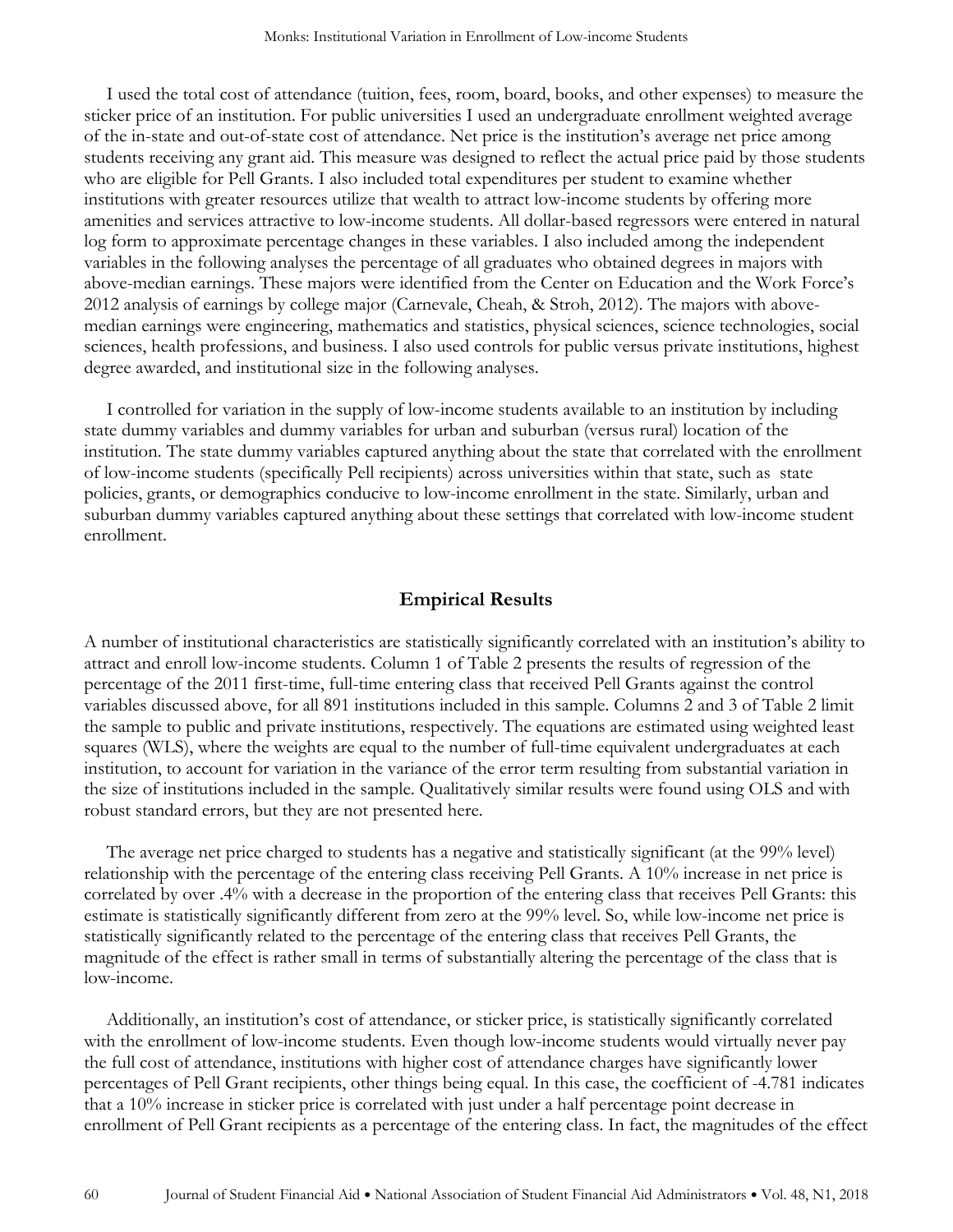I used the total cost of attendance (tuition, fees, room, board, books, and other expenses) to measure the sticker price of an institution. For public universities I used an undergraduate enrollment weighted average of the in-state and out-of-state cost of attendance. Net price is the institution's average net price among students receiving any grant aid. This measure was designed to reflect the actual price paid by those students who are eligible for Pell Grants. I also included total expenditures per student to examine whether institutions with greater resources utilize that wealth to attract low-income students by offering more amenities and services attractive to low-income students. All dollar-based regressors were entered in natural log form to approximate percentage changes in these variables. I also included among the independent variables in the following analyses the percentage of all graduates who obtained degrees in majors with above-median earnings. These majors were identified from the Center on Education and the Work Force's 2012 analysis of earnings by college major (Carnevale, Cheah, & Stroh, 2012). The majors with above-median earnings were engineering, mathematics and statistics, physical sciences, science technologies, social sciences, health professions, and business. I also used controls for public versus private institutions, highest degree awarded, and institutional size in the following analyses.

I controlled for variation in the supply of low-income students available to an institution by including state dummy variables and dummy variables for urban and suburban (versus rural) location of the institution. The state dummy variables captured anything about the state that correlated with the enrollment of low-income students (specifically Pell recipients) across universities within that state, such as state policies, grants, or demographics conducive to low-income enrollment in the state. Similarly, urban and suburban dummy variables captured anything about these settings that correlated with low-income student enrollment.

## Empirical Results

A number of institutional characteristics are statistically significantly correlated with an institution's ability to attract and enroll low-income students. Column 1 of Table 2 presents the results of regression of the percentage of the 2011 first-time, full-time entering class that received Pell Grants against the control variables discussed above, for all 891 institutions included in this sample. Columns 2 and 3 of Table 2 limit the sample to public and private institutions, respectively. The equations are estimated using weighted least squares (WLS), where the weights are equal to the number of full-time equivalent undergraduates at each institution, to account for variation in the variance of the error term resulting from substantial variation in the size of institutions included in the sample. Qualitatively similar results were found using OLS and with robust standard errors, but they are not presented here.

The average net price charged to students has a negative and statistically significant (at the 99% level) relationship with the percentage of the entering class receiving Pell Grants. A 10% increase in net price is correlated by over .4% with a decrease in the proportion of the entering class that receives Pell Grants: this estimate is statistically significantly different from zero at the 99% level. So, while low-income net price is statistically significantly related to the percentage of the entering class that receives Pell Grants, the magnitude of the effect is rather small in terms of substantially altering the percentage of the class that is low-income.

Additionally, an institution's cost of attendance, or sticker price, is statistically significantly correlated with the enrollment of low-income students. Even though low-income students would virtually never pay the full cost of attendance, institutions with higher cost of attendance charges have significantly lower percentages of Pell Grant recipients, other things being equal. In this case, the coefficient of -4.781 indicates that a 10% increase in sticker price is correlated with just under a half percentage point decrease in enrollment of Pell Grant recipients as a percentage of the entering class. In fact, the magnitudes of the effect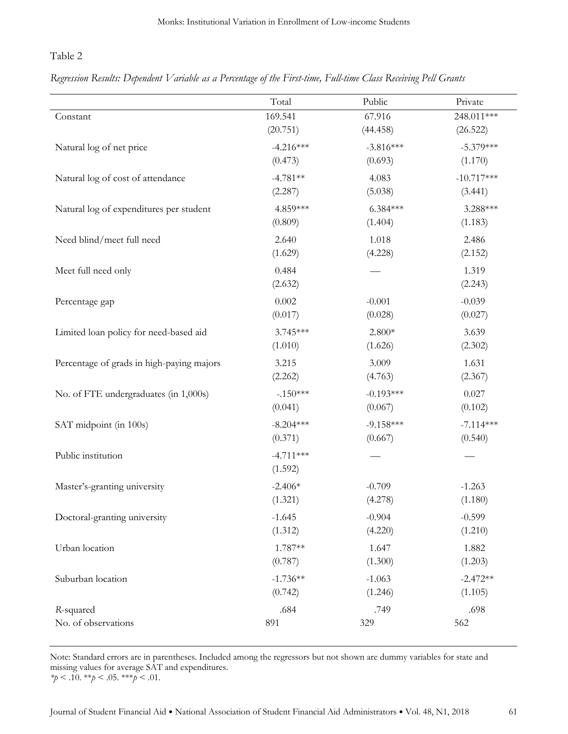Table 2

*Regression Results: Dependent Variable as a Percentage of the First-time, Full-time Class Receiving Pell Grants*

| | Total | Public | Private |
|---|---|---|---|
| Constant | 169.541 | 67.916 | 248.011*** |
| | (20.751) | (44.458) | (26.522) |
| Natural log of net price | -4.216*** | -3.816*** | -5.379*** |
| | (0.473) | (0.693) | (1.170) |
| Natural log of cost of attendance | -4.781** | 4.083 | -10.717*** |
| | (2.287) | (5.038) | (3.441) |
| Natural log of expenditures per student | 4.859*** | 6.384*** | 3.288*** |
| | (0.809) | (1.404) | (1.183) |
| Need blind/meet full need | 2.640 | 1.018 | 2.486 |
| | (1.629) | (4.228) | (2.152) |
| Meet full need only | 0.484 | — | 1.319 |
| | (2.632) | | (2.243) |
| Percentage gap | 0.002 | -0.001 | -0.039 |
| | (0.017) | (0.028) | (0.027) |
| Limited loan policy for need-based aid | 3.745*** | 2.800* | 3.639 |
| | (1.010) | (1.626) | (2.302) |
| Percentage of grads in high-paying majors | 3.215 | 3.009 | 1.631 |
| | (2.262) | (4.763) | (2.367) |
| No. of FTE undergraduates (in 1,000s) | -.150*** | -0.193*** | 0.027 |
| | (0.041) | (0.067) | (0.102) |
| SAT midpoint (in 100s) | -8.204*** | -9.158*** | -7.114*** |
| | (0.371) | (0.667) | (0.540) |
| Public institution | -4.711*** | — | — |
| | (1.592) | | |
| Master's-granting university | -2.406* | -0.709 | -1.263 |
| | (1.321) | (4.278) | (1.180) |
| Doctoral-granting university | -1.645 | -0.904 | -0.599 |
| | (1.312) | (4.220) | (1.210) |
| Urban location | 1.787** | 1.647 | 1.882 |
| | (0.787) | (1.300) | (1.203) |
| Suburban location | -1.736** | -1.063 | -2.472** |
| | (0.742) | (1.246) | (1.105) |
| *R*-squared | .684 | .749 | .698 |
| No. of observations | 891 | 329 | 562 |

Note: Standard errors are in parentheses. Included among the regressors but not shown are dummy variables for state and missing values for average SAT and expenditures.
$^{*}p < .10$. $^{**}p < .05$. $^{***}p < .01$.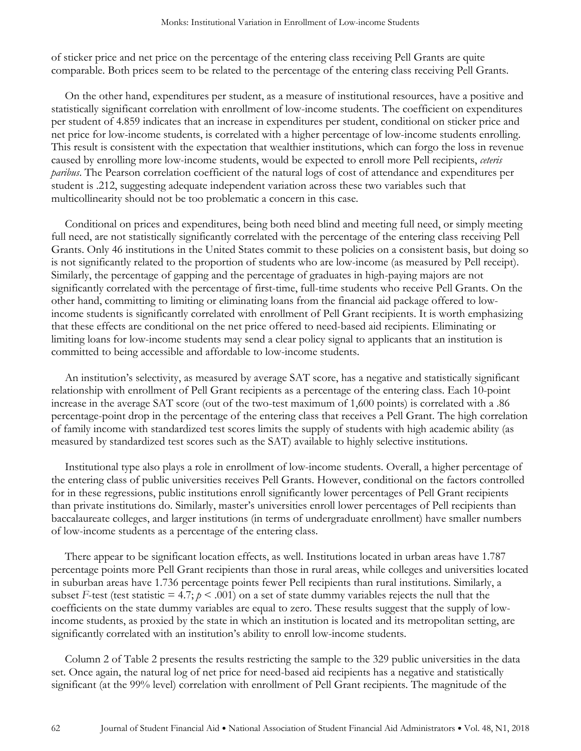of sticker price and net price on the percentage of the entering class receiving Pell Grants are quite comparable. Both prices seem to be related to the percentage of the entering class receiving Pell Grants.

On the other hand, expenditures per student, as a measure of institutional resources, have a positive and statistically significant correlation with enrollment of low-income students. The coefficient on expenditures per student of 4.859 indicates that an increase in expenditures per student, conditional on sticker price and net price for low-income students, is correlated with a higher percentage of low-income students enrolling. This result is consistent with the expectation that wealthier institutions, which can forgo the loss in revenue caused by enrolling more low-income students, would be expected to enroll more Pell recipients, *ceteris paribus*. The Pearson correlation coefficient of the natural logs of cost of attendance and expenditures per student is .212, suggesting adequate independent variation across these two variables such that multicollinearity should not be too problematic a concern in this case.

Conditional on prices and expenditures, being both need blind and meeting full need, or simply meeting full need, are not statistically significantly correlated with the percentage of the entering class receiving Pell Grants. Only 46 institutions in the United States commit to these policies on a consistent basis, but doing so is not significantly related to the proportion of students who are low-income (as measured by Pell receipt). Similarly, the percentage of gapping and the percentage of graduates in high-paying majors are not significantly correlated with the percentage of first-time, full-time students who receive Pell Grants. On the other hand, committing to limiting or eliminating loans from the financial aid package offered to low-income students is significantly correlated with enrollment of Pell Grant recipients. It is worth emphasizing that these effects are conditional on the net price offered to need-based aid recipients. Eliminating or limiting loans for low-income students may send a clear policy signal to applicants that an institution is committed to being accessible and affordable to low-income students.

An institution's selectivity, as measured by average SAT score, has a negative and statistically significant relationship with enrollment of Pell Grant recipients as a percentage of the entering class. Each 10-point increase in the average SAT score (out of the two-test maximum of 1,600 points) is correlated with a .86 percentage-point drop in the percentage of the entering class that receives a Pell Grant. The high correlation of family income with standardized test scores limits the supply of students with high academic ability (as measured by standardized test scores such as the SAT) available to highly selective institutions.

Institutional type also plays a role in enrollment of low-income students. Overall, a higher percentage of the entering class of public universities receives Pell Grants. However, conditional on the factors controlled for in these regressions, public institutions enroll significantly lower percentages of Pell Grant recipients than private institutions do. Similarly, master's universities enroll lower percentages of Pell recipients than baccalaureate colleges, and larger institutions (in terms of undergraduate enrollment) have smaller numbers of low-income students as a percentage of the entering class.

There appear to be significant location effects, as well. Institutions located in urban areas have 1.787 percentage points more Pell Grant recipients than those in rural areas, while colleges and universities located in suburban areas have 1.736 percentage points fewer Pell recipients than rural institutions. Similarly, a subset $F$-test (test statistic = 4.7; $p < .001$) on a set of state dummy variables rejects the null that the coefficients on the state dummy variables are equal to zero. These results suggest that the supply of low-income students, as proxied by the state in which an institution is located and its metropolitan setting, are significantly correlated with an institution's ability to enroll low-income students.

Column 2 of Table 2 presents the results restricting the sample to the 329 public universities in the data set. Once again, the natural log of net price for need-based aid recipients has a negative and statistically significant (at the 99% level) correlation with enrollment of Pell Grant recipients. The magnitude of the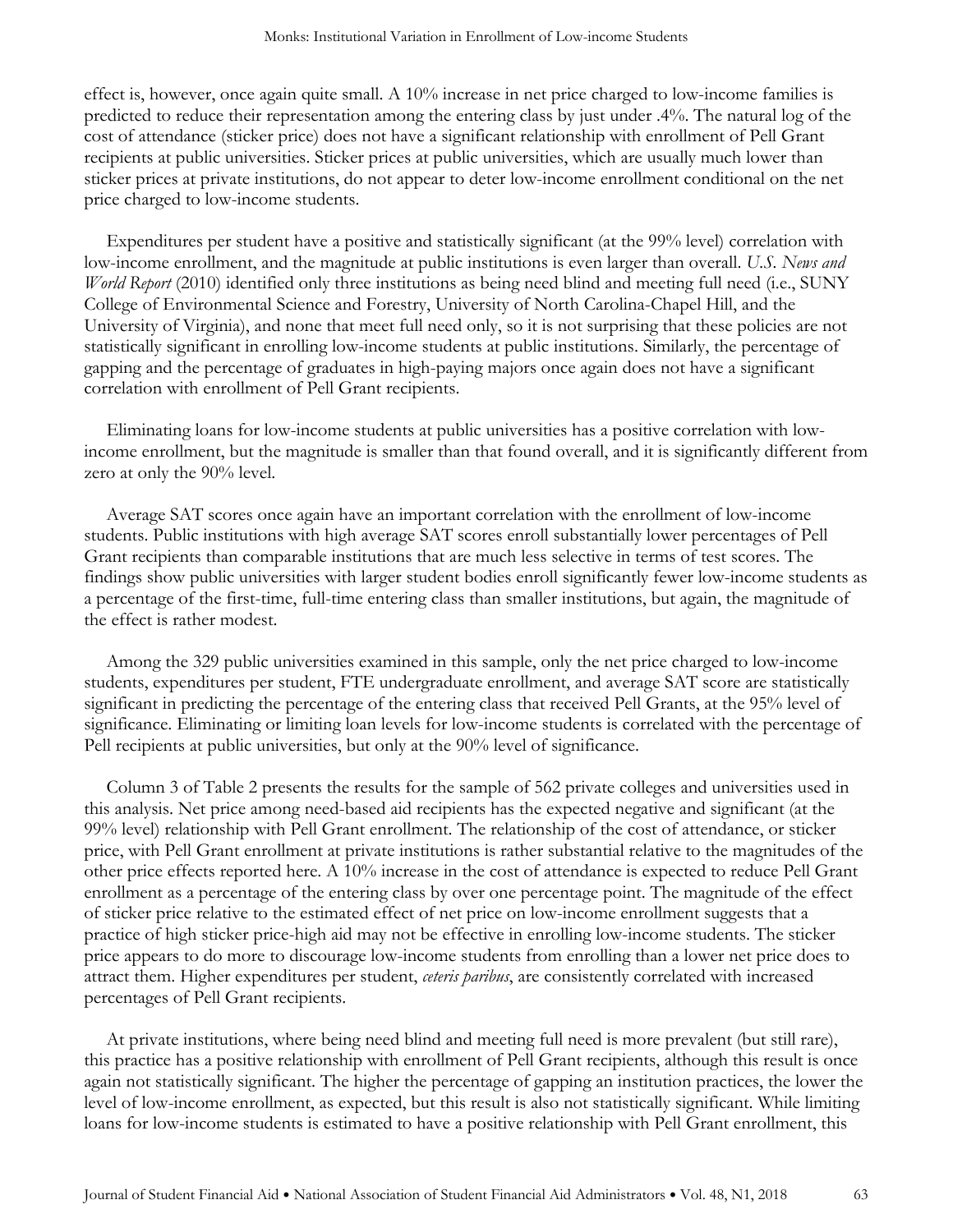effect is, however, once again quite small. A 10% increase in net price charged to low-income families is predicted to reduce their representation among the entering class by just under .4%. The natural log of the cost of attendance (sticker price) does not have a significant relationship with enrollment of Pell Grant recipients at public universities. Sticker prices at public universities, which are usually much lower than sticker prices at private institutions, do not appear to deter low-income enrollment conditional on the net price charged to low-income students.

Expenditures per student have a positive and statistically significant (at the 99% level) correlation with low-income enrollment, and the magnitude at public institutions is even larger than overall. *U.S. News and World Report* (2010) identified only three institutions as being need blind and meeting full need (i.e., SUNY College of Environmental Science and Forestry, University of North Carolina-Chapel Hill, and the University of Virginia), and none that meet full need only, so it is not surprising that these policies are not statistically significant in enrolling low-income students at public institutions. Similarly, the percentage of gapping and the percentage of graduates in high-paying majors once again does not have a significant correlation with enrollment of Pell Grant recipients.

Eliminating loans for low-income students at public universities has a positive correlation with low-income enrollment, but the magnitude is smaller than that found overall, and it is significantly different from zero at only the 90% level.

Average SAT scores once again have an important correlation with the enrollment of low-income students. Public institutions with high average SAT scores enroll substantially lower percentages of Pell Grant recipients than comparable institutions that are much less selective in terms of test scores. The findings show public universities with larger student bodies enroll significantly fewer low-income students as a percentage of the first-time, full-time entering class than smaller institutions, but again, the magnitude of the effect is rather modest.

Among the 329 public universities examined in this sample, only the net price charged to low-income students, expenditures per student, FTE undergraduate enrollment, and average SAT score are statistically significant in predicting the percentage of the entering class that received Pell Grants, at the 95% level of significance. Eliminating or limiting loan levels for low-income students is correlated with the percentage of Pell recipients at public universities, but only at the 90% level of significance.

Column 3 of Table 2 presents the results for the sample of 562 private colleges and universities used in this analysis. Net price among need-based aid recipients has the expected negative and significant (at the 99% level) relationship with Pell Grant enrollment. The relationship of the cost of attendance, or sticker price, with Pell Grant enrollment at private institutions is rather substantial relative to the magnitudes of the other price effects reported here. A 10% increase in the cost of attendance is expected to reduce Pell Grant enrollment as a percentage of the entering class by over one percentage point. The magnitude of the effect of sticker price relative to the estimated effect of net price on low-income enrollment suggests that a practice of high sticker price-high aid may not be effective in enrolling low-income students. The sticker price appears to do more to discourage low-income students from enrolling than a lower net price does to attract them. Higher expenditures per student, *ceteris paribus*, are consistently correlated with increased percentages of Pell Grant recipients.

At private institutions, where being need blind and meeting full need is more prevalent (but still rare), this practice has a positive relationship with enrollment of Pell Grant recipients, although this result is once again not statistically significant. The higher the percentage of gapping an institution practices, the lower the level of low-income enrollment, as expected, but this result is also not statistically significant. While limiting loans for low-income students is estimated to have a positive relationship with Pell Grant enrollment, this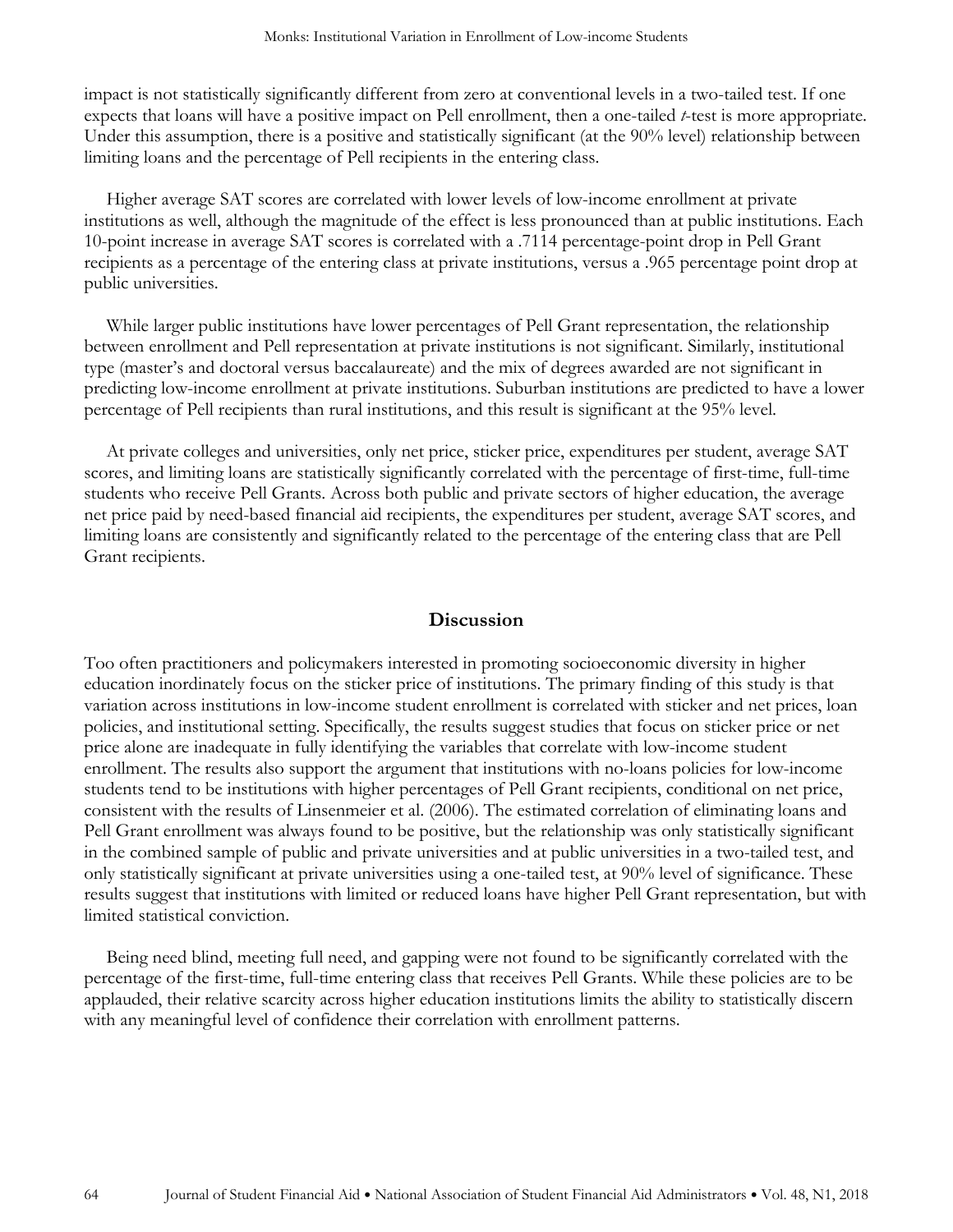impact is not statistically significantly different from zero at conventional levels in a two-tailed test. If one expects that loans will have a positive impact on Pell enrollment, then a one-tailed *t*-test is more appropriate. Under this assumption, there is a positive and statistically significant (at the 90% level) relationship between limiting loans and the percentage of Pell recipients in the entering class.

Higher average SAT scores are correlated with lower levels of low-income enrollment at private institutions as well, although the magnitude of the effect is less pronounced than at public institutions. Each 10-point increase in average SAT scores is correlated with a .7114 percentage-point drop in Pell Grant recipients as a percentage of the entering class at private institutions, versus a .965 percentage point drop at public universities.

While larger public institutions have lower percentages of Pell Grant representation, the relationship between enrollment and Pell representation at private institutions is not significant. Similarly, institutional type (master's and doctoral versus baccalaureate) and the mix of degrees awarded are not significant in predicting low-income enrollment at private institutions. Suburban institutions are predicted to have a lower percentage of Pell recipients than rural institutions, and this result is significant at the 95% level.

At private colleges and universities, only net price, sticker price, expenditures per student, average SAT scores, and limiting loans are statistically significantly correlated with the percentage of first-time, full-time students who receive Pell Grants. Across both public and private sectors of higher education, the average net price paid by need-based financial aid recipients, the expenditures per student, average SAT scores, and limiting loans are consistently and significantly related to the percentage of the entering class that are Pell Grant recipients.

## Discussion

Too often practitioners and policymakers interested in promoting socioeconomic diversity in higher education inordinately focus on the sticker price of institutions. The primary finding of this study is that variation across institutions in low-income student enrollment is correlated with sticker and net prices, loan policies, and institutional setting. Specifically, the results suggest studies that focus on sticker price or net price alone are inadequate in fully identifying the variables that correlate with low-income student enrollment. The results also support the argument that institutions with no-loans policies for low-income students tend to be institutions with higher percentages of Pell Grant recipients, conditional on net price, consistent with the results of Linsenmeier et al. (2006). The estimated correlation of eliminating loans and Pell Grant enrollment was always found to be positive, but the relationship was only statistically significant in the combined sample of public and private universities and at public universities in a two-tailed test, and only statistically significant at private universities using a one-tailed test, at 90% level of significance. These results suggest that institutions with limited or reduced loans have higher Pell Grant representation, but with limited statistical conviction.

Being need blind, meeting full need, and gapping were not found to be significantly correlated with the percentage of the first-time, full-time entering class that receives Pell Grants. While these policies are to be applauded, their relative scarcity across higher education institutions limits the ability to statistically discern with any meaningful level of confidence their correlation with enrollment patterns.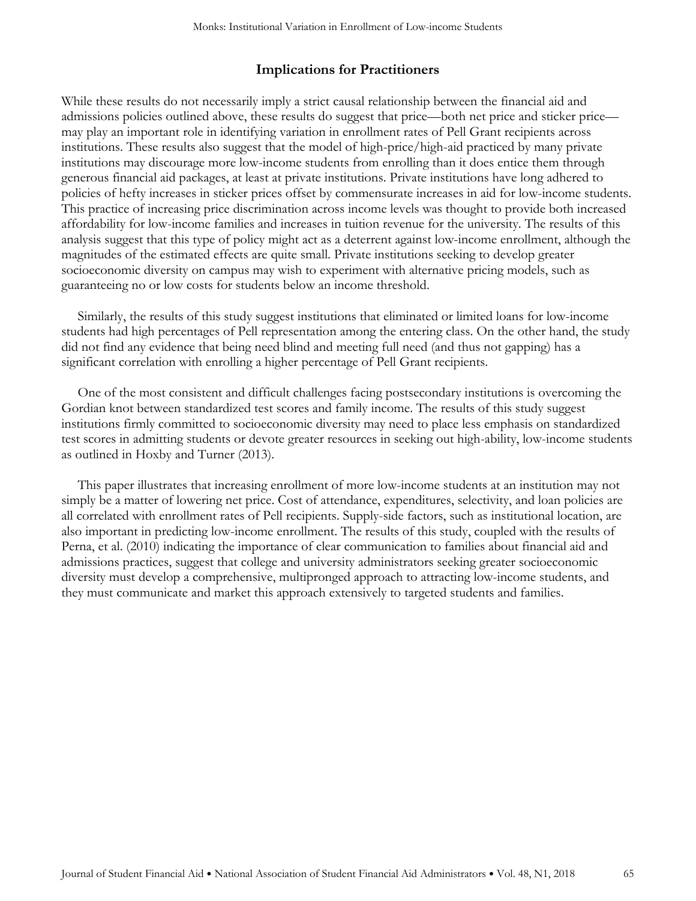## Implications for Practitioners

While these results do not necessarily imply a strict causal relationship between the financial aid and admissions policies outlined above, these results do suggest that price—both net price and sticker price—may play an important role in identifying variation in enrollment rates of Pell Grant recipients across institutions. These results also suggest that the model of high-price/high-aid practiced by many private institutions may discourage more low-income students from enrolling than it does entice them through generous financial aid packages, at least at private institutions. Private institutions have long adhered to policies of hefty increases in sticker prices offset by commensurate increases in aid for low-income students. This practice of increasing price discrimination across income levels was thought to provide both increased affordability for low-income families and increases in tuition revenue for the university. The results of this analysis suggest that this type of policy might act as a deterrent against low-income enrollment, although the magnitudes of the estimated effects are quite small. Private institutions seeking to develop greater socioeconomic diversity on campus may wish to experiment with alternative pricing models, such as guaranteeing no or low costs for students below an income threshold.

Similarly, the results of this study suggest institutions that eliminated or limited loans for low-income students had high percentages of Pell representation among the entering class. On the other hand, the study did not find any evidence that being need blind and meeting full need (and thus not gapping) has a significant correlation with enrolling a higher percentage of Pell Grant recipients.

One of the most consistent and difficult challenges facing postsecondary institutions is overcoming the Gordian knot between standardized test scores and family income. The results of this study suggest institutions firmly committed to socioeconomic diversity may need to place less emphasis on standardized test scores in admitting students or devote greater resources in seeking out high-ability, low-income students as outlined in Hoxby and Turner (2013).

This paper illustrates that increasing enrollment of more low-income students at an institution may not simply be a matter of lowering net price. Cost of attendance, expenditures, selectivity, and loan policies are all correlated with enrollment rates of Pell recipients. Supply-side factors, such as institutional location, are also important in predicting low-income enrollment. The results of this study, coupled with the results of Perna, et al. (2010) indicating the importance of clear communication to families about financial aid and admissions practices, suggest that college and university administrators seeking greater socioeconomic diversity must develop a comprehensive, multipronged approach to attracting low-income students, and they must communicate and market this approach extensively to targeted students and families.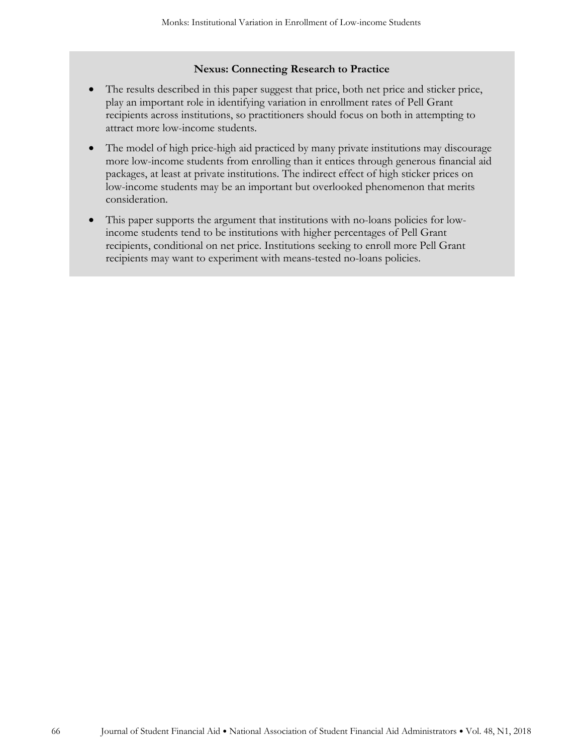**Nexus: Connecting Research to Practice**

- The results described in this paper suggest that price, both net price and sticker price, play an important role in identifying variation in enrollment rates of Pell Grant recipients across institutions, so practitioners should focus on both in attempting to attract more low-income students.
- The model of high price-high aid practiced by many private institutions may discourage more low-income students from enrolling than it entices through generous financial aid packages, at least at private institutions. The indirect effect of high sticker prices on low-income students may be an important but overlooked phenomenon that merits consideration.
- This paper supports the argument that institutions with no-loans policies for low-income students tend to be institutions with higher percentages of Pell Grant recipients, conditional on net price. Institutions seeking to enroll more Pell Grant recipients may want to experiment with means-tested no-loans policies.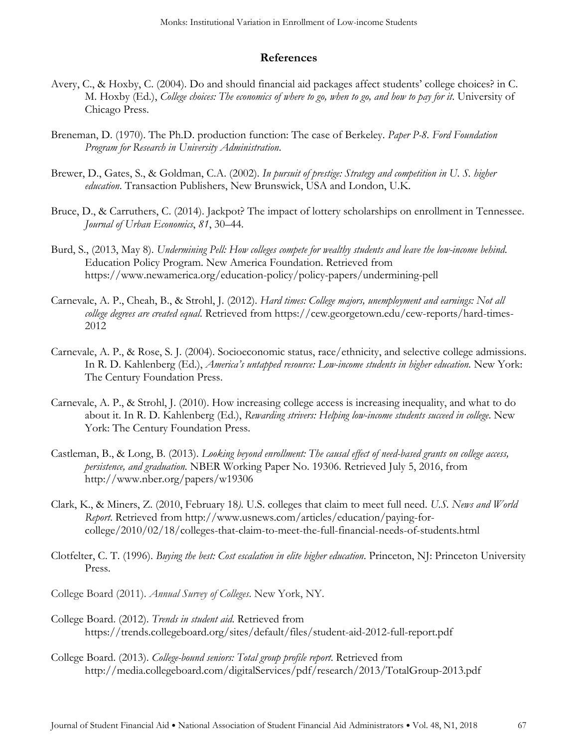## References

Avery, C., & Hoxby, C. (2004). Do and should financial aid packages affect students' college choices? in C. M. Hoxby (Ed.), *College choices: The economics of where to go, when to go, and how to pay for it*. University of Chicago Press.

Breneman, D. (1970). The Ph.D. production function: The case of Berkeley. *Paper P-8. Ford Foundation Program for Research in University Administration*.

Brewer, D., Gates, S., & Goldman, C.A. (2002). *In pursuit of prestige: Strategy and competition in U. S. higher education*. Transaction Publishers, New Brunswick, USA and London, U.K.

Bruce, D., & Carruthers, C. (2014). Jackpot? The impact of lottery scholarships on enrollment in Tennessee. *Journal of Urban Economics*, *81*, 30–44.

Burd, S., (2013, May 8). *Undermining Pell: How colleges compete for wealthy students and leave the low-income behind*. Education Policy Program. New America Foundation. Retrieved from https://www.newamerica.org/education-policy/policy-papers/undermining-pell

Carnevale, A. P., Cheah, B., & Strohl, J. (2012). *Hard times: College majors, unemployment and earnings: Not all college degrees are created equal*. Retrieved from https://cew.georgetown.edu/cew-reports/hard-times-2012

Carnevale, A. P., & Rose, S. J. (2004). Socioeconomic status, race/ethnicity, and selective college admissions. In R. D. Kahlenberg (Ed.), *America's untapped resource: Low-income students in higher education*. New York: The Century Foundation Press.

Carnevale, A. P., & Strohl, J. (2010). How increasing college access is increasing inequality, and what to do about it. In R. D. Kahlenberg (Ed.), *Rewarding strivers: Helping low-income students succeed in college*. New York: The Century Foundation Press.

Castleman, B., & Long, B. (2013). *Looking beyond enrollment: The causal effect of need-based grants on college access, persistence, and graduation*. NBER Working Paper No. 19306. Retrieved July 5, 2016, from http://www.nber.org/papers/w19306

Clark, K., & Miners, Z. (2010, February 18*)*. U.S. colleges that claim to meet full need. *U.S. News and World Report*. Retrieved from http://www.usnews.com/articles/education/paying-for-college/2010/02/18/colleges-that-claim-to-meet-the-full-financial-needs-of-students.html

Clotfelter, C. T. (1996). *Buying the best: Cost escalation in elite higher education*. Princeton, NJ: Princeton University Press.

College Board (2011). *Annual Survey of Colleges*. New York, NY.

College Board. (2012). *Trends in student aid*. Retrieved from https://trends.collegeboard.org/sites/default/files/student-aid-2012-full-report.pdf

College Board. (2013). *College-bound seniors: Total group profile report*. Retrieved from http://media.collegeboard.com/digitalServices/pdf/research/2013/TotalGroup-2013.pdf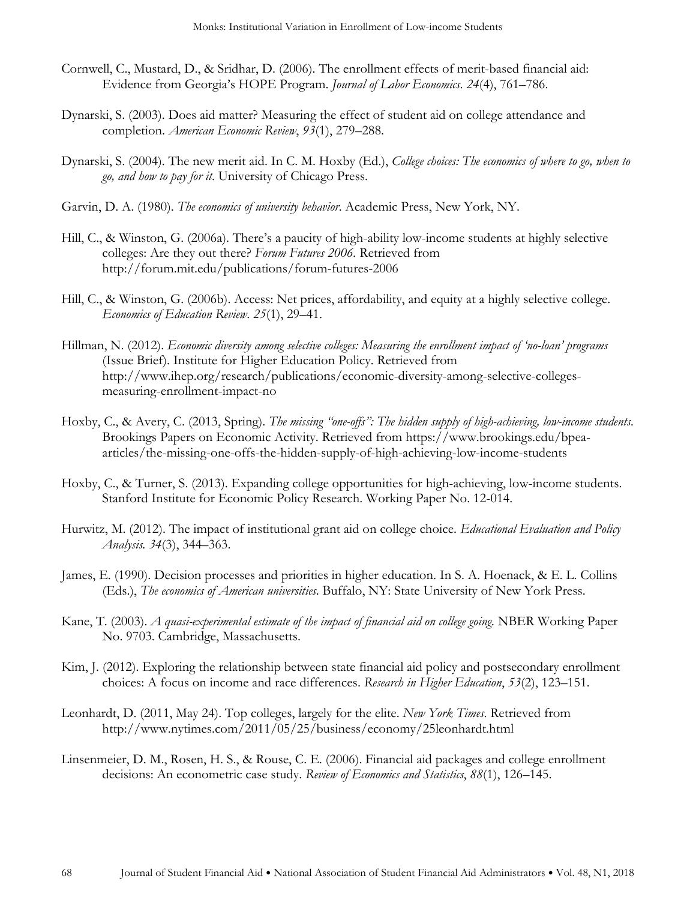Cornwell, C., Mustard, D., & Sridhar, D. (2006). The enrollment effects of merit-based financial aid: Evidence from Georgia's HOPE Program. *Journal of Labor Economics*. *24*(4), 761–786.

Dynarski, S. (2003). Does aid matter? Measuring the effect of student aid on college attendance and completion. *American Economic Review*, *93*(1), 279–288.

Dynarski, S. (2004). The new merit aid. In C. M. Hoxby (Ed.), *College choices: The economics of where to go, when to go, and how to pay for it*. University of Chicago Press.

Garvin, D. A. (1980). *The economics of university behavior*. Academic Press, New York, NY.

Hill, C., & Winston, G. (2006a). There's a paucity of high-ability low-income students at highly selective colleges: Are they out there? *Forum Futures 2006*. Retrieved from http://forum.mit.edu/publications/forum-futures-2006

Hill, C., & Winston, G. (2006b). Access: Net prices, affordability, and equity at a highly selective college. *Economics of Education Review*. *25*(1), 29–41.

Hillman, N. (2012). *Economic diversity among selective colleges: Measuring the enrollment impact of 'no-loan' programs* (Issue Brief). Institute for Higher Education Policy. Retrieved from http://www.ihep.org/research/publications/economic-diversity-among-selective-colleges-measuring-enrollment-impact-no

Hoxby, C., & Avery, C. (2013, Spring). *The missing "one-offs": The hidden supply of high-achieving, low-income students*. Brookings Papers on Economic Activity. Retrieved from https://www.brookings.edu/bpea-articles/the-missing-one-offs-the-hidden-supply-of-high-achieving-low-income-students

Hoxby, C., & Turner, S. (2013). Expanding college opportunities for high-achieving, low-income students. Stanford Institute for Economic Policy Research. Working Paper No. 12-014.

Hurwitz, M. (2012). The impact of institutional grant aid on college choice. *Educational Evaluation and Policy Analysis*. *34*(3), 344–363.

James, E. (1990). Decision processes and priorities in higher education. In S. A. Hoenack, & E. L. Collins (Eds.), *The economics of American universities*. Buffalo, NY: State University of New York Press.

Kane, T. (2003). *A quasi-experimental estimate of the impact of financial aid on college going*. NBER Working Paper No. 9703. Cambridge, Massachusetts.

Kim, J. (2012). Exploring the relationship between state financial aid policy and postsecondary enrollment choices: A focus on income and race differences. *Research in Higher Education*, *53*(2), 123–151.

Leonhardt, D. (2011, May 24). Top colleges, largely for the elite. *New York Times*. Retrieved from http://www.nytimes.com/2011/05/25/business/economy/25leonhardt.html

Linsenmeier, D. M., Rosen, H. S., & Rouse, C. E. (2006). Financial aid packages and college enrollment decisions: An econometric case study. *Review of Economics and Statistics*, *88*(1), 126–145.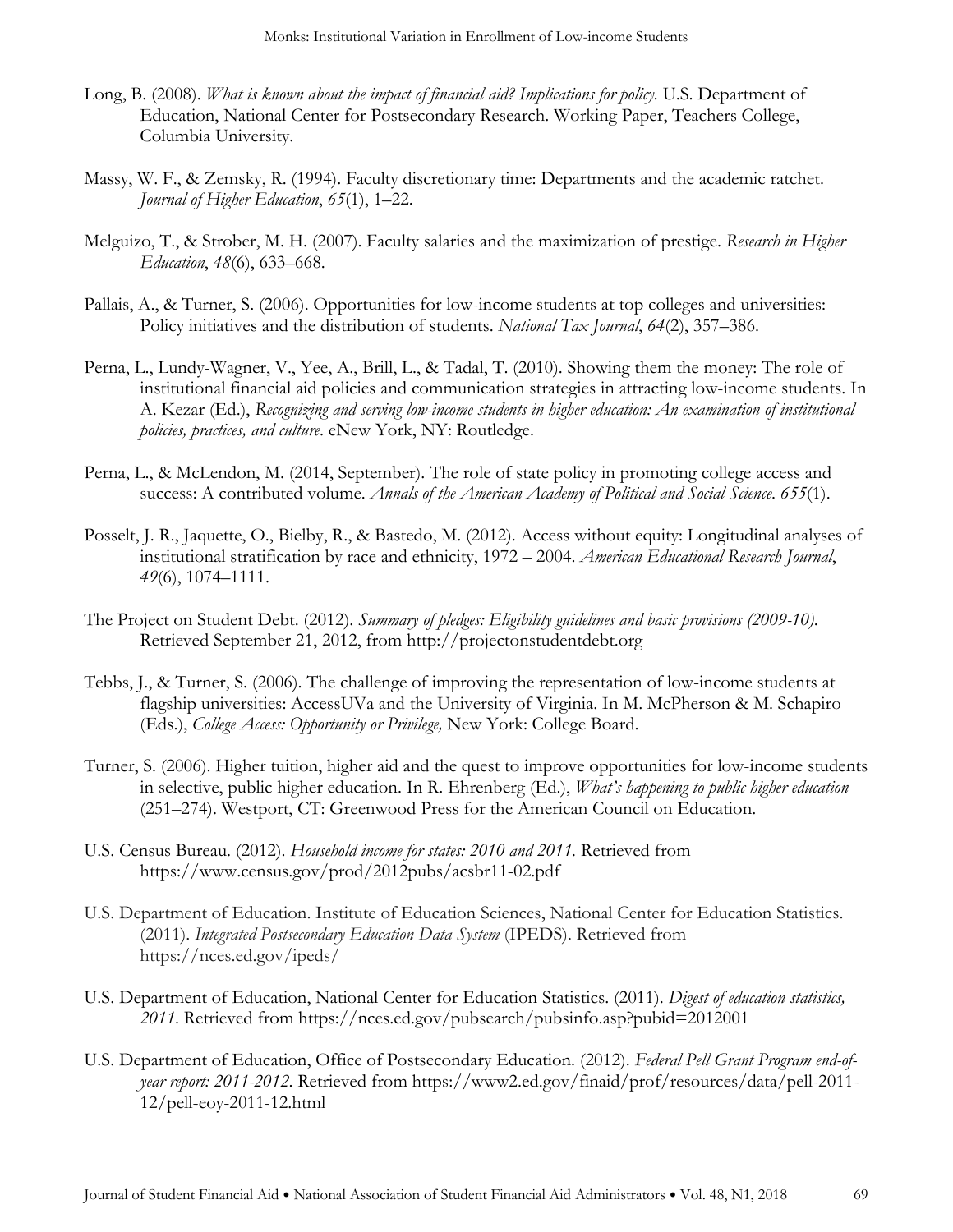Long, B. (2008). *What is known about the impact of financial aid? Implications for policy.* U.S. Department of Education, National Center for Postsecondary Research. Working Paper, Teachers College, Columbia University.

Massy, W. F., & Zemsky, R. (1994). Faculty discretionary time: Departments and the academic ratchet. *Journal of Higher Education*, *65*(1), 1–22.

Melguizo, T., & Strober, M. H. (2007). Faculty salaries and the maximization of prestige. *Research in Higher Education*, *48*(6), 633–668.

Pallais, A., & Turner, S. (2006). Opportunities for low-income students at top colleges and universities: Policy initiatives and the distribution of students. *National Tax Journal*, *64*(2), 357–386.

Perna, L., Lundy-Wagner, V., Yee, A., Brill, L., & Tadal, T. (2010). Showing them the money: The role of institutional financial aid policies and communication strategies in attracting low-income students. In A. Kezar (Ed.), *Recognizing and serving low-income students in higher education: An examination of institutional policies, practices, and culture*. eNew York, NY: Routledge.

Perna, L., & McLendon, M. (2014, September). The role of state policy in promoting college access and success: A contributed volume. *Annals of the American Academy of Political and Social Science*. *655*(1).

Posselt, J. R., Jaquette, O., Bielby, R., & Bastedo, M. (2012). Access without equity: Longitudinal analyses of institutional stratification by race and ethnicity, 1972 – 2004. *American Educational Research Journal*, *49*(6), 1074–1111.

The Project on Student Debt. (2012). *Summary of pledges: Eligibility guidelines and basic provisions (2009-10).* Retrieved September 21, 2012, from http://projectonstudentdebt.org

Tebbs, J., & Turner, S. (2006). The challenge of improving the representation of low-income students at flagship universities: AccessUVa and the University of Virginia. In M. McPherson & M. Schapiro (Eds.), *College Access: Opportunity or Privilege,* New York: College Board.

Turner, S. (2006). Higher tuition, higher aid and the quest to improve opportunities for low-income students in selective, public higher education. In R. Ehrenberg (Ed.), *What's happening to public higher education* (251–274). Westport, CT: Greenwood Press for the American Council on Education.

U.S. Census Bureau. (2012). *Household income for states: 2010 and 2011.* Retrieved from https://www.census.gov/prod/2012pubs/acsbr11-02.pdf

U.S. Department of Education. Institute of Education Sciences, National Center for Education Statistics. (2011). *Integrated Postsecondary Education Data System* (IPEDS). Retrieved from https://nces.ed.gov/ipeds/

U.S. Department of Education, National Center for Education Statistics. (2011). *Digest of education statistics, 2011.* Retrieved from https://nces.ed.gov/pubsearch/pubsinfo.asp?pubid=2012001

U.S. Department of Education, Office of Postsecondary Education. (2012). *Federal Pell Grant Program end-of-year report: 2011-2012*. Retrieved from https://www2.ed.gov/finaid/prof/resources/data/pell-2011-12/pell-eoy-2011-12.html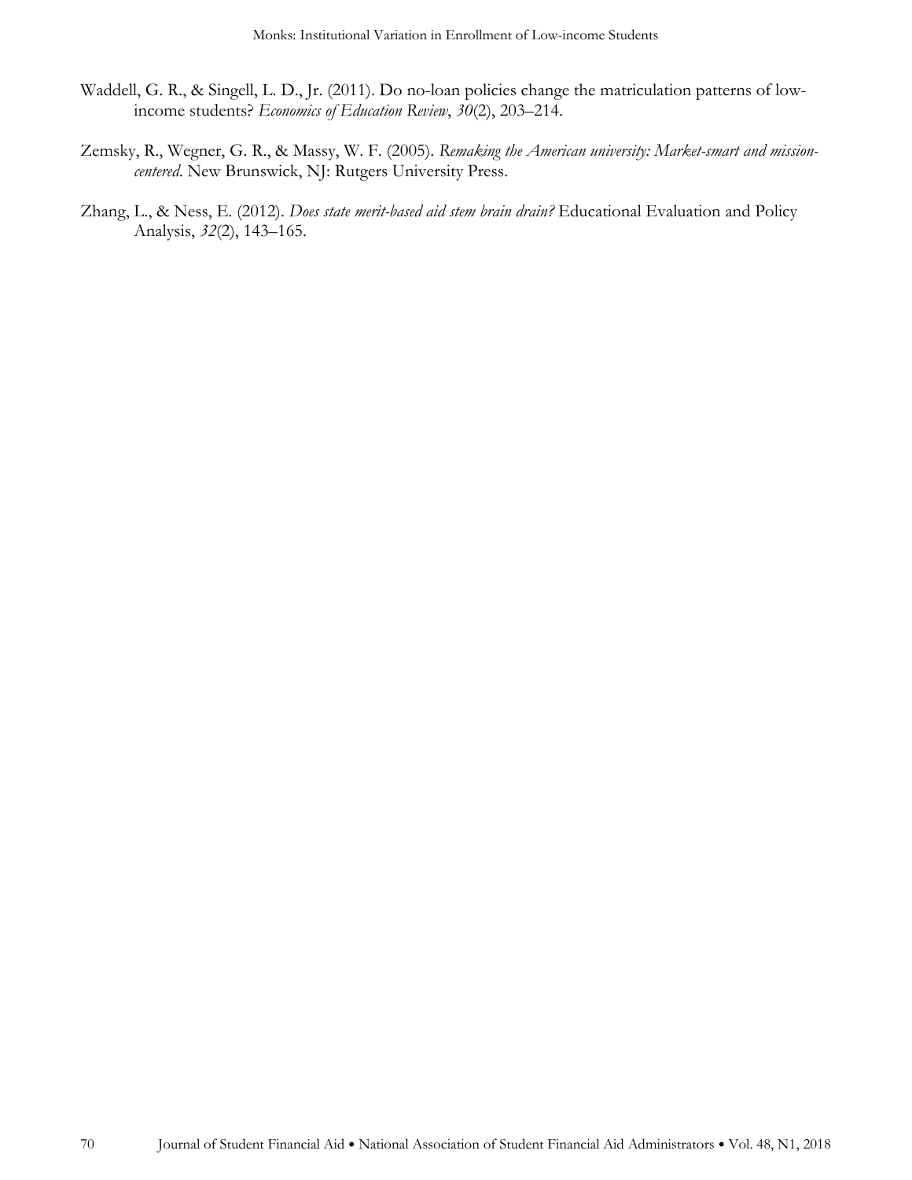Waddell, G. R., & Singell, L. D., Jr. (2011). Do no-loan policies change the matriculation patterns of low-income students? *Economics of Education Review*, *30*(2), 203–214.

Zemsky, R., Wegner, G. R., & Massy, W. F. (2005). *Remaking the American university: Market-smart and mission-centered*. New Brunswick, NJ: Rutgers University Press.

Zhang, L., & Ness, E. (2012). *Does state merit-based aid stem brain drain?* Educational Evaluation and Policy Analysis, *32*(2), 143–165.